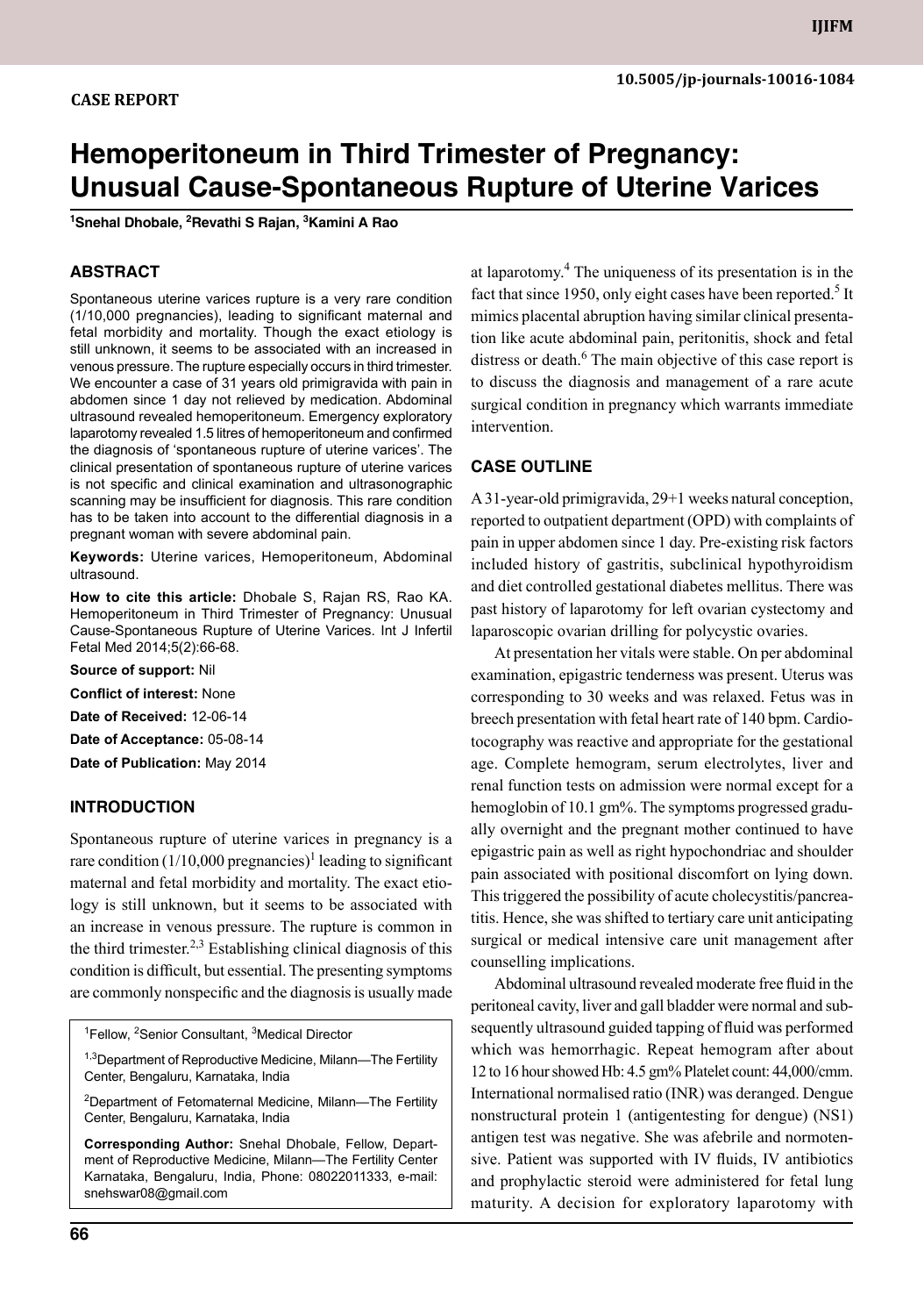CASE REPORT

10.5005/jp-journals-10016-1084

# Hemoperitoneum in Third Trimester of Pregnancy: Unusual Cause-Spontaneous Rupture of Uterine Varices

[1]Snehal Dhobale, [2]Revathi S Rajan, [3]Kamini A Rao

## ABSTRACT

Spontaneous uterine varices rupture is a very rare condition (1/10,000 pregnancies), leading to significant maternal and fetal morbidity and mortality. Though the exact etiology is still unknown, it seems to be associated with an increased in venous pressure. The rupture especially occurs in third trimester. We encounter a case of 31 years old primigravida with pain in abdomen since 1 day not relieved by medication. Abdominal ultrasound revealed hemoperitoneum. Emergency exploratory laparotomy revealed 1.5 litres of hemoperitoneum and confirmed the diagnosis of 'spontaneous rupture of uterine varices'. The clinical presentation of spontaneous rupture of uterine varices is not specific and clinical examination and ultrasonographic scanning may be insufficient for diagnosis. This rare condition has to be taken into account to the differential diagnosis in a pregnant woman with severe abdominal pain.

**Keywords:** Uterine varices, Hemoperitoneum, Abdominal ultrasound.

**How to cite this article:** Dhobale S, Rajan RS, Rao KA. Hemoperitoneum in Third Trimester of Pregnancy: Unusual Cause-Spontaneous Rupture of Uterine Varices. Int J Infertil Fetal Med 2014;5(2):66-68.

**Source of support:** Nil

**Conflict of interest:** None

**Date of Received:** 12-06-14

**Date of Acceptance:** 05-08-14

**Date of Publication:** May 2014

## INTRODUCTION

Spontaneous rupture of uterine varices in pregnancy is a rare condition (1/10,000 pregnancies)[1] leading to significant maternal and fetal morbidity and mortality. The exact etiology is still unknown, but it seems to be associated with an increase in venous pressure. The rupture is common in the third trimester.[2,3] Establishing clinical diagnosis of this condition is difficult, but essential. The presenting symptoms are commonly nonspecific and the diagnosis is usually made at laparotomy.[4] The uniqueness of its presentation is in the fact that since 1950, only eight cases have been reported.[5] It mimics placental abruption having similar clinical presentation like acute abdominal pain, peritonitis, shock and fetal distress or death.[6] The main objective of this case report is to discuss the diagnosis and management of a rare acute surgical condition in pregnancy which warrants immediate intervention.

[1]Fellow, [2]Senior Consultant, [3]Medical Director

[1,3]Department of Reproductive Medicine, Milann—The Fertility Center, Bengaluru, Karnataka, India

[2]Department of Fetomaternal Medicine, Milann—The Fertility Center, Bengaluru, Karnataka, India

**Corresponding Author:** Snehal Dhobale, Fellow, Department of Reproductive Medicine, Milann—The Fertility Center Karnataka, Bengaluru, India, Phone: 08022011333, e-mail: snehswar08@gmail.com

## CASE OUTLINE

A 31-year-old primigravida, 29+1 weeks natural conception, reported to outpatient department (OPD) with complaints of pain in upper abdomen since 1 day. Pre-existing risk factors included history of gastritis, subclinical hypothyroidism and diet controlled gestational diabetes mellitus. There was past history of laparotomy for left ovarian cystectomy and laparoscopic ovarian drilling for polycystic ovaries.

At presentation her vitals were stable. On per abdominal examination, epigastric tenderness was present. Uterus was corresponding to 30 weeks and was relaxed. Fetus was in breech presentation with fetal heart rate of 140 bpm. Cardiotocography was reactive and appropriate for the gestational age. Complete hemogram, serum electrolytes, liver and renal function tests on admission were normal except for a hemoglobin of 10.1 gm%. The symptoms progressed gradually overnight and the pregnant mother continued to have epigastric pain as well as right hypochondriac and shoulder pain associated with positional discomfort on lying down. This triggered the possibility of acute cholecystitis/pancreatitis. Hence, she was shifted to tertiary care unit anticipating surgical or medical intensive care unit management after counselling implications.

Abdominal ultrasound revealed moderate free fluid in the peritoneal cavity, liver and gall bladder were normal and subsequently ultrasound guided tapping of fluid was performed which was hemorrhagic. Repeat hemogram after about 12 to 16 hour showed Hb: 4.5 gm% Platelet count: 44,000/cmm. International normalised ratio (INR) was deranged. Dengue nonstructural protein 1 (antigentesting for dengue) (NS1) antigen test was negative. She was afebrile and normotensive. Patient was supported with IV fluids, IV antibiotics and prophylactic steroid were administered for fetal lung maturity. A decision for exploratory laparotomy with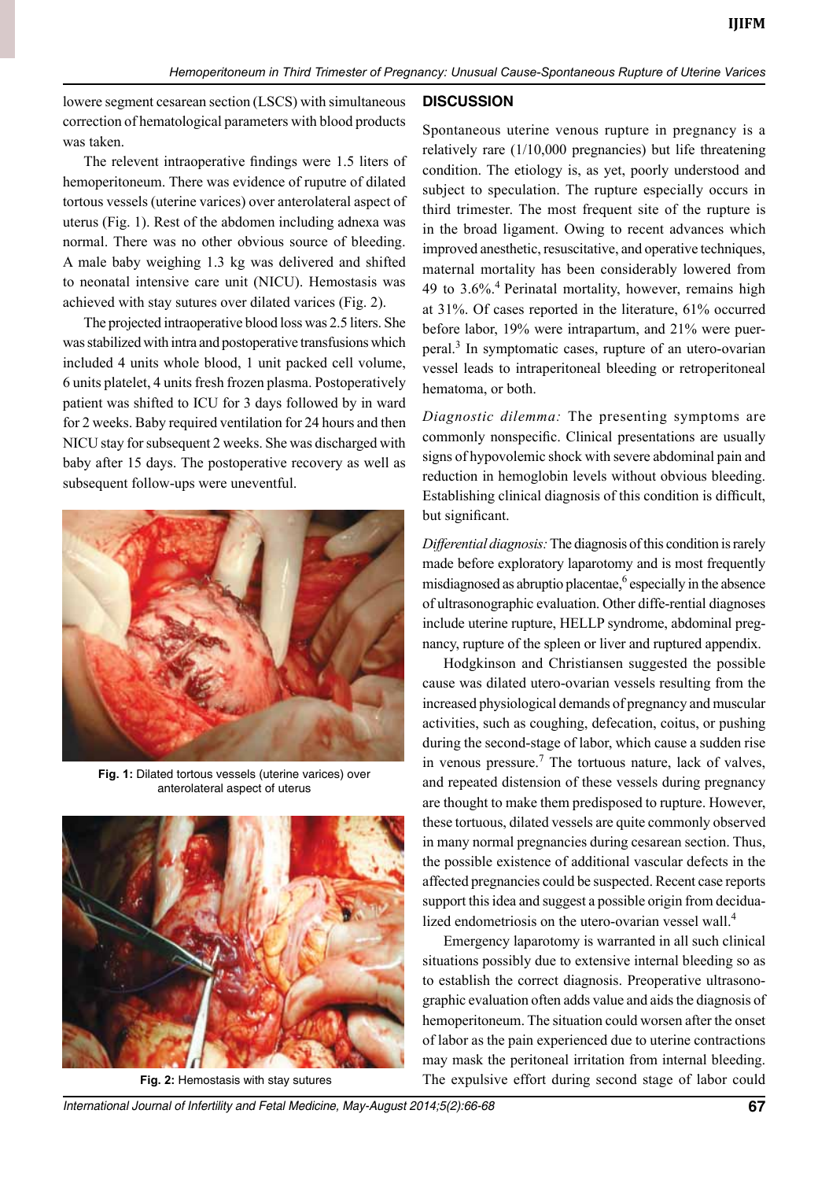lowere segment cesarean section (LSCS) with simultaneous correction of hematological parameters with blood products was taken.

The relevent intraoperative findings were 1.5 liters of hemoperitoneum. There was evidence of ruputre of dilated tortous vessels (uterine varices) over anterolateral aspect of uterus (Fig. 1). Rest of the abdomen including adnexa was normal. There was no other obvious source of bleeding. A male baby weighing 1.3 kg was delivered and shifted to neonatal intensive care unit (NICU). Hemostasis was achieved with stay sutures over dilated varices (Fig. 2).

The projected intraoperative blood loss was 2.5 liters. She was stabilized with intra and postoperative transfusions which included 4 units whole blood, 1 unit packed cell volume, 6 units platelet, 4 units fresh frozen plasma. Postoperatively patient was shifted to ICU for 3 days followed by in ward for 2 weeks. Baby required ventilation for 24 hours and then NICU stay for subsequent 2 weeks. She was discharged with baby after 15 days. The postoperative recovery as well as subsequent follow-ups were uneventful.

**Fig. 1:** Dilated tortous vessels (uterine varices) over anterolateral aspect of uterus

**Fig. 2:** Hemostasis with stay sutures

## DISCUSSION

Spontaneous uterine venous rupture in pregnancy is a relatively rare (1/10,000 pregnancies) but life threatening condition. The etiology is, as yet, poorly understood and subject to speculation. The rupture especially occurs in third trimester. The most frequent site of the rupture is in the broad ligament. Owing to recent advances which improved anesthetic, resuscitative, and operative techniques, maternal mortality has been considerably lowered from 49 to 3.6%.[4] Perinatal mortality, however, remains high at 31%. Of cases reported in the literature, 61% occurred before labor, 19% were intrapartum, and 21% were puerperal.[3] In symptomatic cases, rupture of an utero-ovarian vessel leads to intraperitoneal bleeding or retroperitoneal hematoma, or both.

*Diagnostic dilemma:* The presenting symptoms are commonly nonspecific. Clinical presentations are usually signs of hypovolemic shock with severe abdominal pain and reduction in hemoglobin levels without obvious bleeding. Establishing clinical diagnosis of this condition is difficult, but significant.

*Differential diagnosis:* The diagnosis of this condition is rarely made before exploratory laparotomy and is most frequently misdiagnosed as abruptio placentae,[6] especially in the absence of ultrasonographic evaluation. Other diffe-rential diagnoses include uterine rupture, HELLP syndrome, abdominal pregnancy, rupture of the spleen or liver and ruptured appendix.

Hodgkinson and Christiansen suggested the possible cause was dilated utero-ovarian vessels resulting from the increased physiological demands of pregnancy and muscular activities, such as coughing, defecation, coitus, or pushing during the second-stage of labor, which cause a sudden rise in venous pressure.[7] The tortuous nature, lack of valves, and repeated distension of these vessels during pregnancy are thought to make them predisposed to rupture. However, these tortuous, dilated vessels are quite commonly observed in many normal pregnancies during cesarean section. Thus, the possible existence of additional vascular defects in the affected pregnancies could be suspected. Recent case reports support this idea and suggest a possible origin from decidualized endometriosis on the utero-ovarian vessel wall.[4]

Emergency laparotomy is warranted in all such clinical situations possibly due to extensive internal bleeding so as to establish the correct diagnosis. Preoperative ultrasonographic evaluation often adds value and aids the diagnosis of hemoperitoneum. The situation could worsen after the onset of labor as the pain experienced due to uterine contractions may mask the peritoneal irritation from internal bleeding. The expulsive effort during second stage of labor could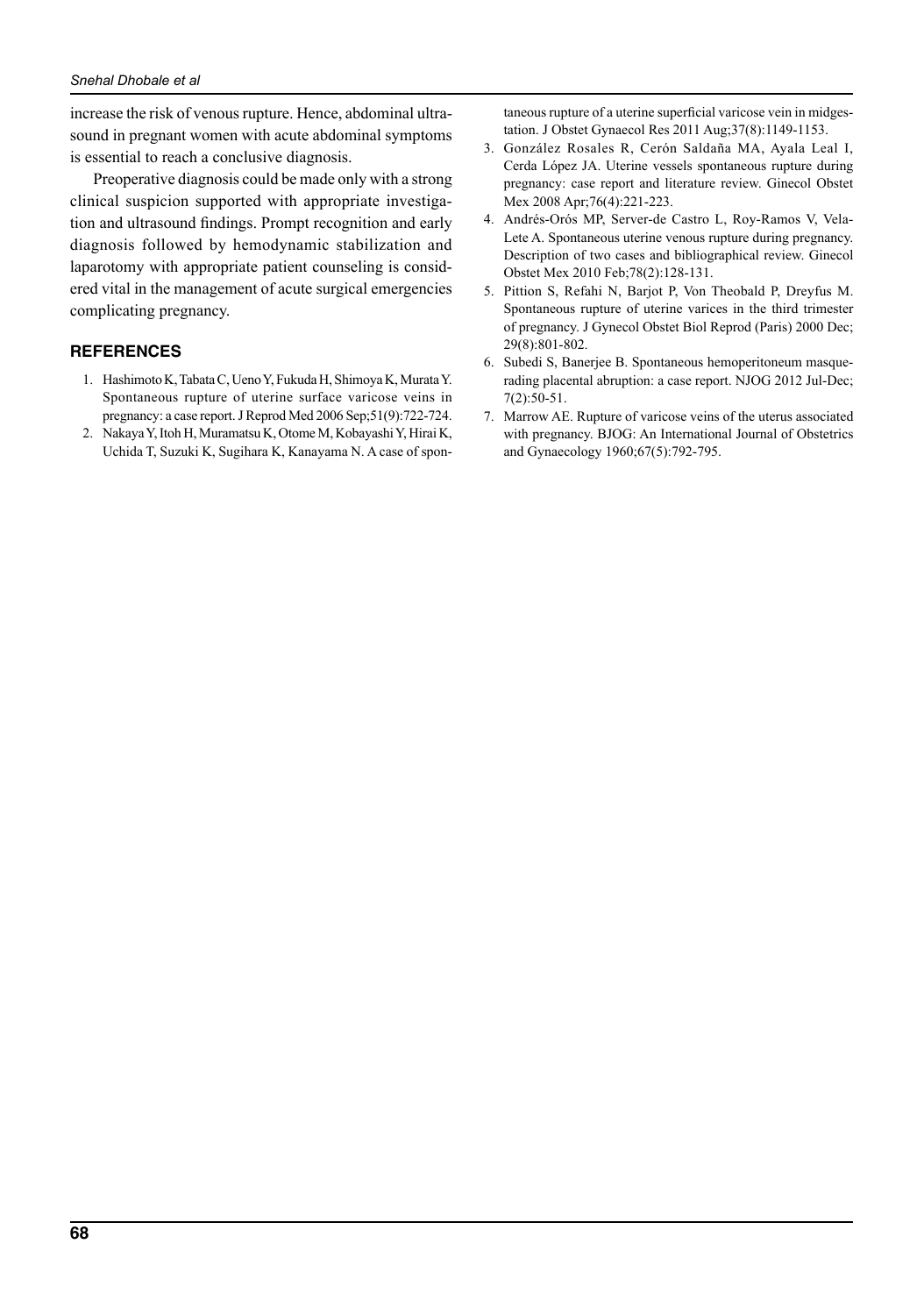increase the risk of venous rupture. Hence, abdominal ultrasound in pregnant women with acute abdominal symptoms is essential to reach a conclusive diagnosis.

Preoperative diagnosis could be made only with a strong clinical suspicion supported with appropriate investigation and ultrasound findings. Prompt recognition and early diagnosis followed by hemodynamic stabilization and laparotomy with appropriate patient counseling is considered vital in the management of acute surgical emergencies complicating pregnancy.

## REFERENCES

1. Hashimoto K, Tabata C, Ueno Y, Fukuda H, Shimoya K, Murata Y. Spontaneous rupture of uterine surface varicose veins in pregnancy: a case report. J Reprod Med 2006 Sep;51(9):722-724.
2. Nakaya Y, Itoh H, Muramatsu K, Otome M, Kobayashi Y, Hirai K, Uchida T, Suzuki K, Sugihara K, Kanayama N. A case of spontaneous rupture of a uterine superficial varicose vein in midgestation. J Obstet Gynaecol Res 2011 Aug;37(8):1149-1153.
3. González Rosales R, Cerón Saldaña MA, Ayala Leal I, Cerda López JA. Uterine vessels spontaneous rupture during pregnancy: case report and literature review. Ginecol Obstet Mex 2008 Apr;76(4):221-223.
4. Andrés-Orós MP, Server-de Castro L, Roy-Ramos V, Vela-Lete A. Spontaneous uterine venous rupture during pregnancy. Description of two cases and bibliographical review. Ginecol Obstet Mex 2010 Feb;78(2):128-131.
5. Pittion S, Refahi N, Barjot P, Von Theobald P, Dreyfus M. Spontaneous rupture of uterine varices in the third trimester of pregnancy. J Gynecol Obstet Biol Reprod (Paris) 2000 Dec; 29(8):801-802.
6. Subedi S, Banerjee B. Spontaneous hemoperitoneum masquerading placental abruption: a case report. NJOG 2012 Jul-Dec; 7(2):50-51.
7. Marrow AE. Rupture of varicose veins of the uterus associated with pregnancy. BJOG: An International Journal of Obstetrics and Gynaecology 1960;67(5):792-795.